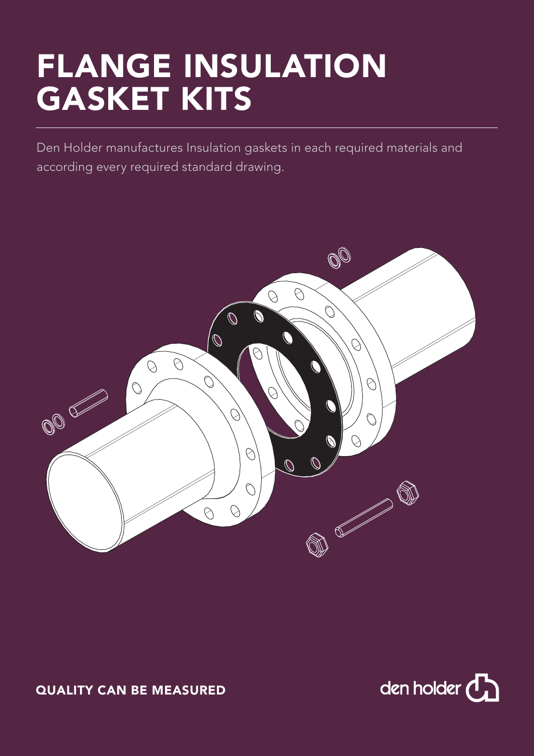# FLANGE INSULATION GASKET KITS

Den Holder manufactures Insulation gaskets in each required materials and according every required standard drawing.

**QUALITY CAN BE MEASURED**

den holder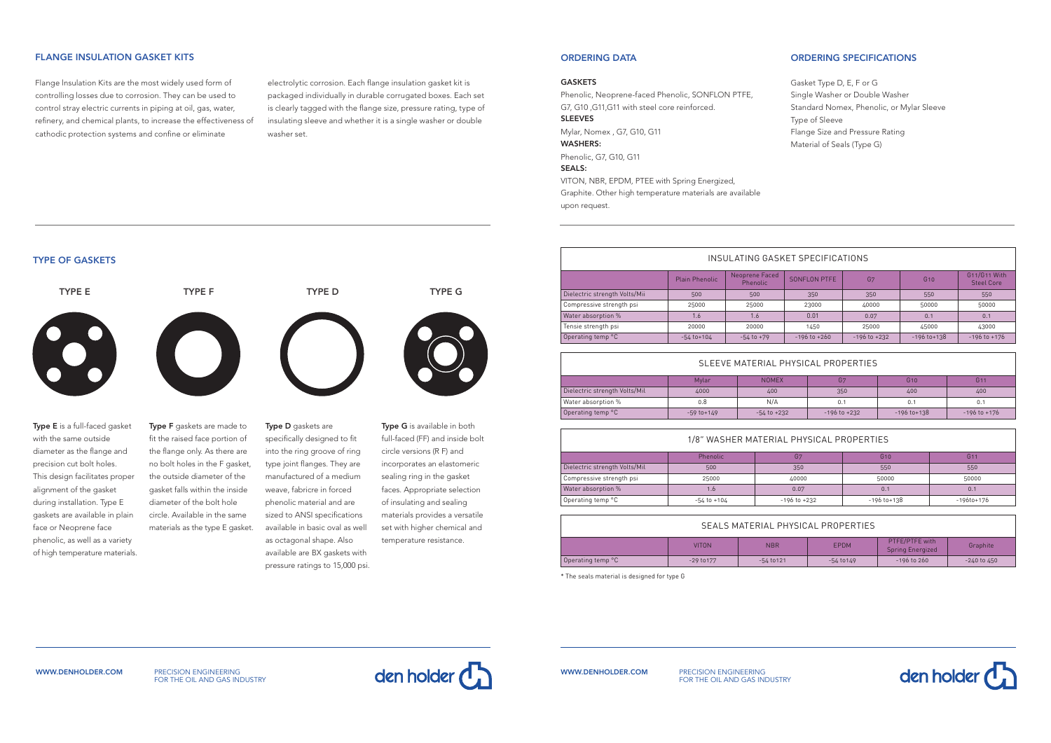## FLANGE INSULATION GASKET KITS

Flange Insulation Kits are the most widely used form of controlling losses due to corrosion. They can be used to control stray electric currents in piping at oil, gas, water, refinery, and chemical plants, to increase the effectiveness of cathodic protection systems and confine or eliminate electrolytic corrosion. Each flange insulation gasket kit is packaged individually in durable corrugated boxes. Each set is clearly tagged with the flange size, pressure rating, type of insulating sleeve and whether it is a single washer or double washer set.

## TYPE OF GASKETS

**TYPE E** **TYPE F** **TYPE D** **TYPE G**

**Type E** is a full-faced gasket with the same outside diameter as the flange and precision cut bolt holes. This design facilitates proper alignment of the gasket during installation. Type E gaskets are available in plain face or Neoprene face phenolic, as well as a variety of high temperature materials.

**Type F** gaskets are made to fit the raised face portion of the flange only. As there are no bolt holes in the F gasket, the outside diameter of the gasket falls within the inside diameter of the bolt hole circle. Available in the same materials as the type E gasket.

**Type D** gaskets are specifically designed to fit into the ring groove of ring type joint flanges. They are manufactured of a medium weave, fabricre in forced phenolic material and are sized to ANSI specifications available in basic oval as well as octagonal shape. Also available are BX gaskets with pressure ratings to 15,000 psi.

**Type G** is available in both full-faced (FF) and inside bolt circle versions (R F) and incorporates an elastomeric sealing ring in the gasket faces. Appropriate selection of insulating and sealing materials provides a versatile set with higher chemical and temperature resistance.

## ORDERING DATA

**GASKETS**

Phenolic, Neoprene-faced Phenolic, SONFLON PTFE, G7, G10 ,G11,G11 with steel core reinforced.

**SLEEVES**

Mylar, Nomex , G7, G10, G11

**WASHERS:**

Phenolic, G7, G10, G11

**SEALS:**

VITON, NBR, EPDM, PTEE with Spring Energized, Graphite. Other high temperature materials are available upon request.

## ORDERING SPECIFICATIONS

Gasket Type D, E, F or G
Single Washer or Double Washer
Standard Nomex, Phenolic, or Mylar Sleeve
Type of Sleeve
Flange Size and Pressure Rating
Material of Seals (Type G)

### INSULATING GASKET SPECIFICATIONS

| | Plain Phenolic | Neoprene Faced Phenolic | SONFLON PTFE | G7 | G10 | G11/G11 With Steel Core |
|---|---|---|---|---|---|---|
| Dielectric strength Volts/Mii | 500 | 500 | 350 | 350 | 550 | 550 |
| Compressive strength psi | 25000 | 25000 | 23000 | 40000 | 50000 | 50000 |
| Water absorption % | 1.6 | 1.6 | 0.01 | 0.07 | 0.1 | 0.1 |
| Tensie strength psi | 20000 | 20000 | 1450 | 25000 | 45000 | 43000 |
| Operating temp °C | -54 to+104 | -54 to +79 | -196 to +260 | -196 to +232 | -196 to+138 | -196 to +176 |

### SLEEVE MATERIAL PHYSICAL PROPERTIES

| | Mylar | NOMEX | G7 | G10 | G11 |
|---|---|---|---|---|---|
| Dielectric strength Volts/Mil | 4000 | 400 | 350 | 400 | 400 |
| Water absorption % | 0.8 | N/A | 0.1 | 0.1 | 0.1 |
| Operating temp °C | -59 to+149 | -54 to +232 | -196 to +232 | -196 to+138 | -196 to +176 |

### 1/8" WASHER MATERIAL PHYSICAL PROPERTIES

| | Phenolic | G7 | G10 | G11 |
|---|---|---|---|---|
| Dielectric strength Volts/Mil | 500 | 350 | 550 | 550 |
| Compressive strength psi | 25000 | 40000 | 50000 | 50000 |
| Water absorption % | 1.6 | 0.07 | 0.1 | 0.1 |
| Operating temp °C | -54 to +104 | -196 to +232 | -196 to+138 | -196to+176 |

### SEALS MATERIAL PHYSICAL PROPERTIES

| | VITON | NBR | EPDM | PTFE/PTFE with Spring Energized | Graphite |
|---|---|---|---|---|---|
| Operating temp °C | -29 to177 | -54 to121 | -54 to149 | -196 to 260 | -240 to 450 |

* The seals material is designed for type G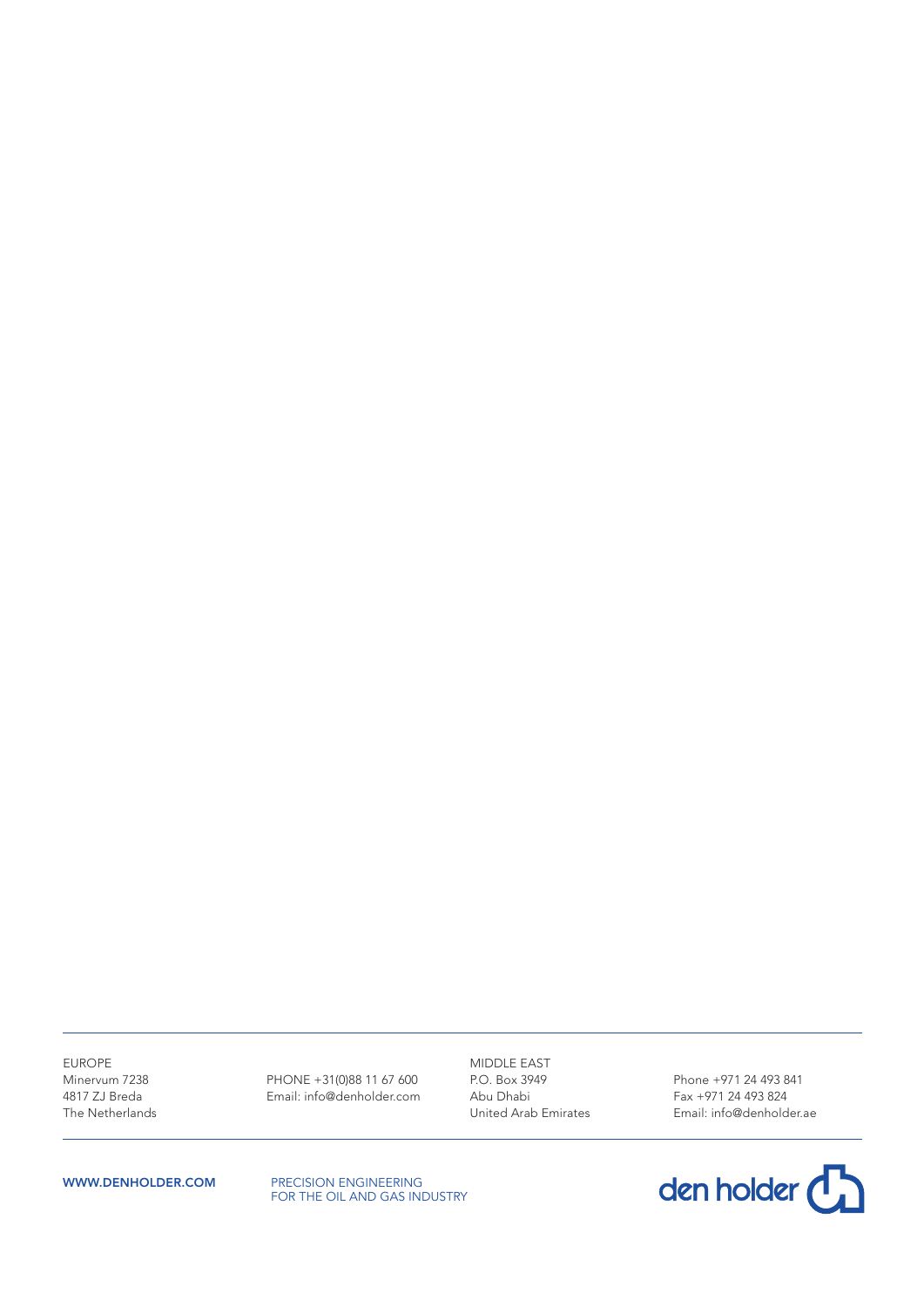EUROPE
Minervum 7238
4817 ZJ Breda
The Netherlands

PHONE +31(0)88 11 67 600
Email: info@denholder.com

MIDDLE EAST
P.O. Box 3949
Abu Dhabi
United Arab Emirates

Phone +971 24 493 841
Fax +971 24 493 824
Email: info@denholder.ae

**WWW.DENHOLDER.COM**

PRECISION ENGINEERING
FOR THE OIL AND GAS INDUSTRY

den holder